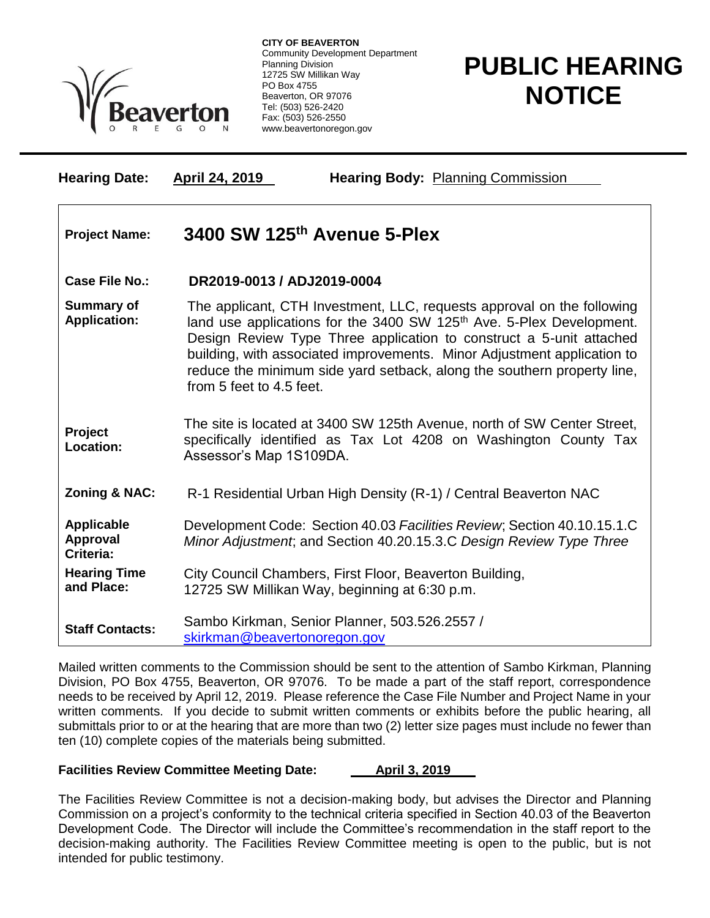**CITY OF BEAVERTON**
Community Development Department
Planning Division
12725 SW Millikan Way
PO Box 4755
Beaverton, OR 97076
Tel: (503) 526-2420
Fax: (503) 526-2550
www.beavertonoregon.gov

# PUBLIC HEARING NOTICE

**Hearing Date:** **April 24, 2019** **Hearing Body:** Planning Commission

| | |
|---|---|
| **Project Name:** | **3400 SW 125th Avenue 5-Plex** |
| **Case File No.:** | **DR2019-0013 / ADJ2019-0004** |
| **Summary of Application:** | The applicant, CTH Investment, LLC, requests approval on the following land use applications for the 3400 SW 125th Ave. 5-Plex Development. Design Review Type Three application to construct a 5-unit attached building, with associated improvements. Minor Adjustment application to reduce the minimum side yard setback, along the southern property line, from 5 feet to 4.5 feet. |
| **Project Location:** | The site is located at 3400 SW 125th Avenue, north of SW Center Street, specifically identified as Tax Lot 4208 on Washington County Tax Assessor's Map 1S109DA. |
| **Zoning & NAC:** | R-1 Residential Urban High Density (R-1) / Central Beaverton NAC |
| **Applicable Approval Criteria:** | Development Code: Section 40.03 *Facilities Review*; Section 40.10.15.1.C *Minor Adjustment*; and Section 40.20.15.3.C *Design Review Type Three* |
| **Hearing Time and Place:** | City Council Chambers, First Floor, Beaverton Building, 12725 SW Millikan Way, beginning at 6:30 p.m. |
| **Staff Contacts:** | Sambo Kirkman, Senior Planner, 503.526.2557 / skirkman@beavertonoregon.gov |

Mailed written comments to the Commission should be sent to the attention of Sambo Kirkman, Planning Division, PO Box 4755, Beaverton, OR 97076. To be made a part of the staff report, correspondence needs to be received by April 12, 2019. Please reference the Case File Number and Project Name in your written comments. If you decide to submit written comments or exhibits before the public hearing, all submittals prior to or at the hearing that are more than two (2) letter size pages must include no fewer than ten (10) complete copies of the materials being submitted.

**Facilities Review Committee Meeting Date:** **April 3, 2019**

The Facilities Review Committee is not a decision-making body, but advises the Director and Planning Commission on a project's conformity to the technical criteria specified in Section 40.03 of the Beaverton Development Code. The Director will include the Committee's recommendation in the staff report to the decision-making authority. The Facilities Review Committee meeting is open to the public, but is not intended for public testimony.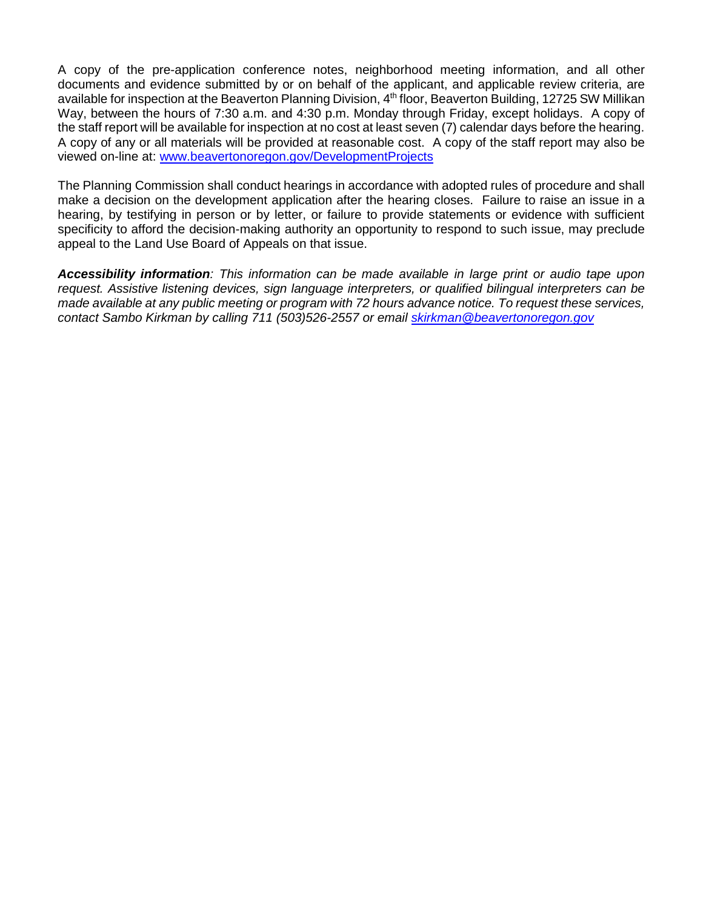A copy of the pre-application conference notes, neighborhood meeting information, and all other documents and evidence submitted by or on behalf of the applicant, and applicable review criteria, are available for inspection at the Beaverton Planning Division, 4th floor, Beaverton Building, 12725 SW Millikan Way, between the hours of 7:30 a.m. and 4:30 p.m. Monday through Friday, except holidays. A copy of the staff report will be available for inspection at no cost at least seven (7) calendar days before the hearing. A copy of any or all materials will be provided at reasonable cost. A copy of the staff report may also be viewed on-line at: [www.beavertonoregon.gov/DevelopmentProjects](http://www.beavertonoregon.gov/DevelopmentProjects)

The Planning Commission shall conduct hearings in accordance with adopted rules of procedure and shall make a decision on the development application after the hearing closes. Failure to raise an issue in a hearing, by testifying in person or by letter, or failure to provide statements or evidence with sufficient specificity to afford the decision-making authority an opportunity to respond to such issue, may preclude appeal to the Land Use Board of Appeals on that issue.

***Accessibility information**: This information can be made available in large print or audio tape upon request. Assistive listening devices, sign language interpreters, or qualified bilingual interpreters can be made available at any public meeting or program with 72 hours advance notice. To request these services, contact Sambo Kirkman by calling 711 (503)526-2557 or email [skirkman@beavertonoregon.gov](mailto:skirkman@beavertonoregon.gov)*